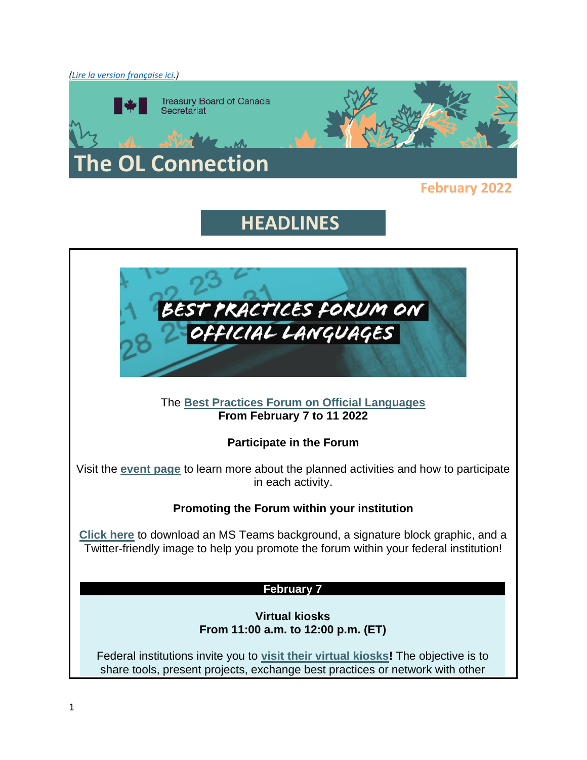*(Lire la version française ici.)*

Treasury Board of Canada Secretariat

# The OL Connection

**February 2022**

## HEADLINES

BEST PRACTICES FORUM ON OFFICIAL LANGUAGES

The **Best Practices Forum on Official Languages**
**From February 7 to 11 2022**

**Participate in the Forum**

Visit the **event page** to learn more about the planned activities and how to participate in each activity.

**Promoting the Forum within your institution**

**Click here** to download an MS Teams background, a signature block graphic, and a Twitter-friendly image to help you promote the forum within your federal institution!

**February 7**

**Virtual kiosks**
**From 11:00 a.m. to 12:00 p.m. (ET)**

Federal institutions invite you to **visit their virtual kiosks!** The objective is to share tools, present projects, exchange best practices or network with other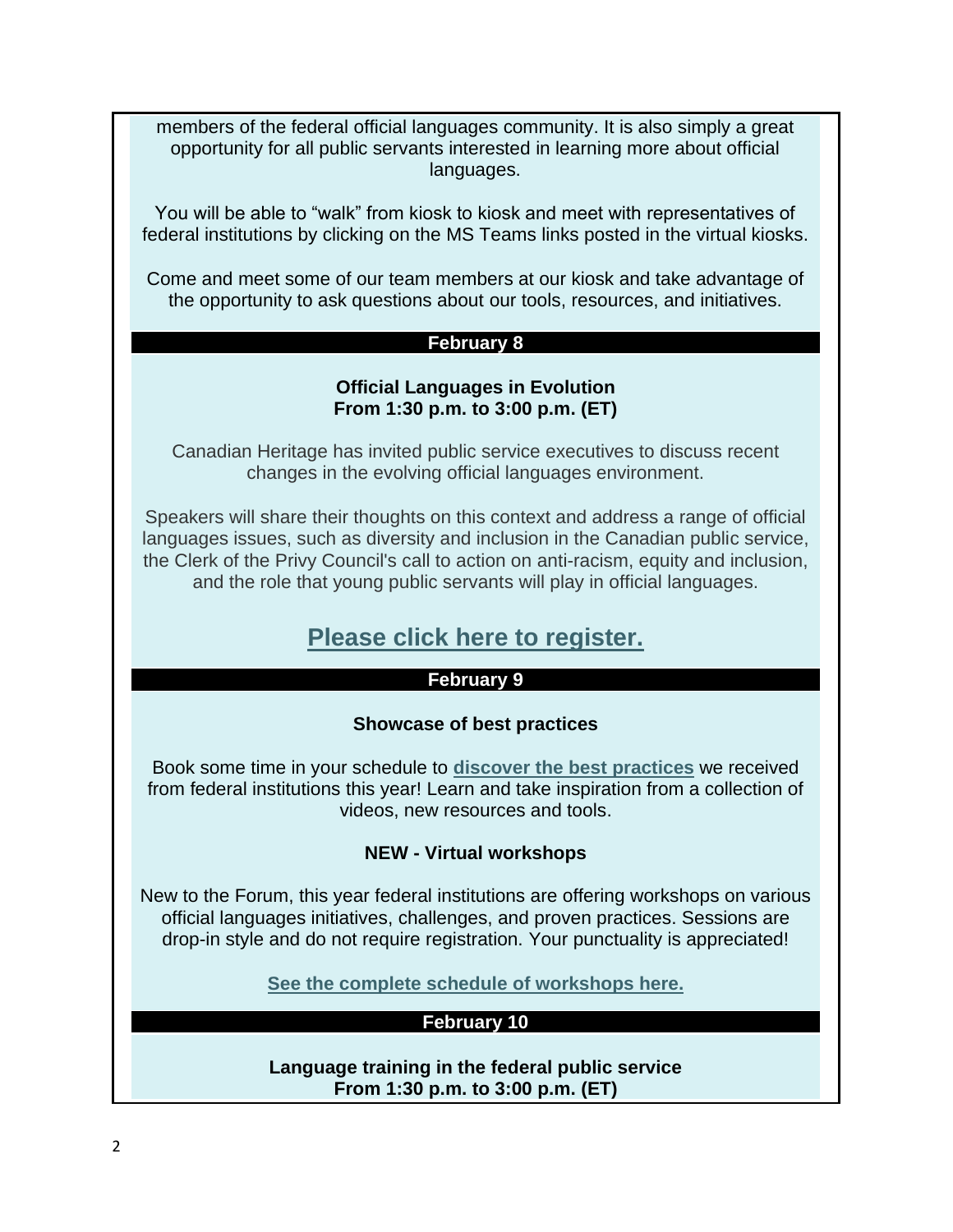members of the federal official languages community. It is also simply a great opportunity for all public servants interested in learning more about official languages.

You will be able to "walk" from kiosk to kiosk and meet with representatives of federal institutions by clicking on the MS Teams links posted in the virtual kiosks.

Come and meet some of our team members at our kiosk and take advantage of the opportunity to ask questions about our tools, resources, and initiatives.

## February 8

**Official Languages in Evolution**
**From 1:30 p.m. to 3:00 p.m. (ET)**

Canadian Heritage has invited public service executives to discuss recent changes in the evolving official languages environment.

Speakers will share their thoughts on this context and address a range of official languages issues, such as diversity and inclusion in the Canadian public service, the Clerk of the Privy Council's call to action on anti-racism, equity and inclusion, and the role that young public servants will play in official languages.

**Please click here to register.**

## February 9

**Showcase of best practices**

Book some time in your schedule to **discover the best practices** we received from federal institutions this year! Learn and take inspiration from a collection of videos, new resources and tools.

**NEW - Virtual workshops**

New to the Forum, this year federal institutions are offering workshops on various official languages initiatives, challenges, and proven practices. Sessions are drop-in style and do not require registration. Your punctuality is appreciated!

**See the complete schedule of workshops here.**

## February 10

**Language training in the federal public service**
**From 1:30 p.m. to 3:00 p.m. (ET)**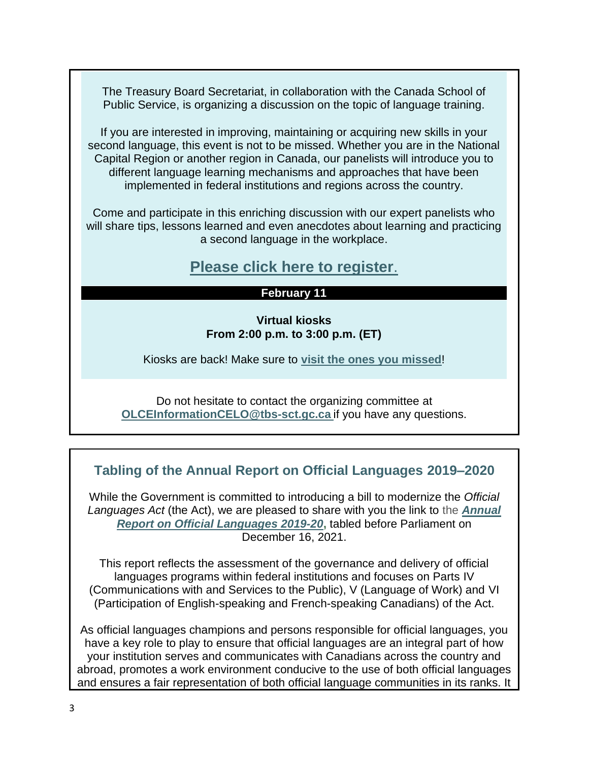The Treasury Board Secretariat, in collaboration with the Canada School of Public Service, is organizing a discussion on the topic of language training.

If you are interested in improving, maintaining or acquiring new skills in your second language, this event is not to be missed. Whether you are in the National Capital Region or another region in Canada, our panelists will introduce you to different language learning mechanisms and approaches that have been implemented in federal institutions and regions across the country.

Come and participate in this enriching discussion with our expert panelists who will share tips, lessons learned and even anecdotes about learning and practicing a second language in the workplace.

## **Please click here to register**.

**February 11**

**Virtual kiosks**
**From 2:00 p.m. to 3:00 p.m. (ET)**

Kiosks are back! Make sure to **visit the ones you missed**!

Do not hesitate to contact the organizing committee at **OLCEInformationCELO@tbs-sct.gc.ca** if you have any questions.

## Tabling of the Annual Report on Official Languages 2019–2020

While the Government is committed to introducing a bill to modernize the *Official Languages Act* (the Act), we are pleased to share with you the link to the ***Annual Report on Official Languages 2019-20***, tabled before Parliament on December 16, 2021.

This report reflects the assessment of the governance and delivery of official languages programs within federal institutions and focuses on Parts IV (Communications with and Services to the Public), V (Language of Work) and VI (Participation of English-speaking and French-speaking Canadians) of the Act.

As official languages champions and persons responsible for official languages, you have a key role to play to ensure that official languages are an integral part of how your institution serves and communicates with Canadians across the country and abroad, promotes a work environment conducive to the use of both official languages and ensures a fair representation of both official language communities in its ranks. It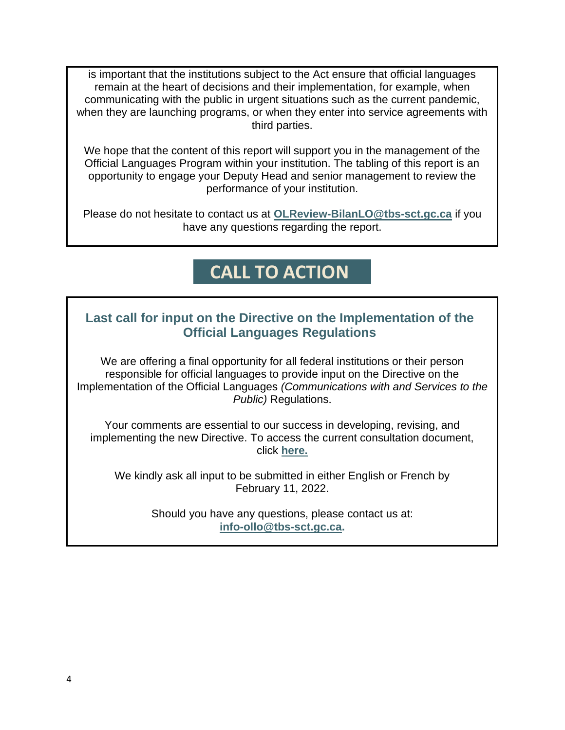is important that the institutions subject to the Act ensure that official languages remain at the heart of decisions and their implementation, for example, when communicating with the public in urgent situations such as the current pandemic, when they are launching programs, or when they enter into service agreements with third parties.

We hope that the content of this report will support you in the management of the Official Languages Program within your institution. The tabling of this report is an opportunity to engage your Deputy Head and senior management to review the performance of your institution.

Please do not hesitate to contact us at **OLReview-BilanLO@tbs-sct.gc.ca** if you have any questions regarding the report.

# CALL TO ACTION

### Last call for input on the Directive on the Implementation of the Official Languages Regulations

We are offering a final opportunity for all federal institutions or their person responsible for official languages to provide input on the Directive on the Implementation of the Official Languages *(Communications with and Services to the Public)* Regulations.

Your comments are essential to our success in developing, revising, and implementing the new Directive. To access the current consultation document, click **here.**

We kindly ask all input to be submitted in either English or French by February 11, 2022.

Should you have any questions, please contact us at: **info-ollo@tbs-sct.gc.ca.**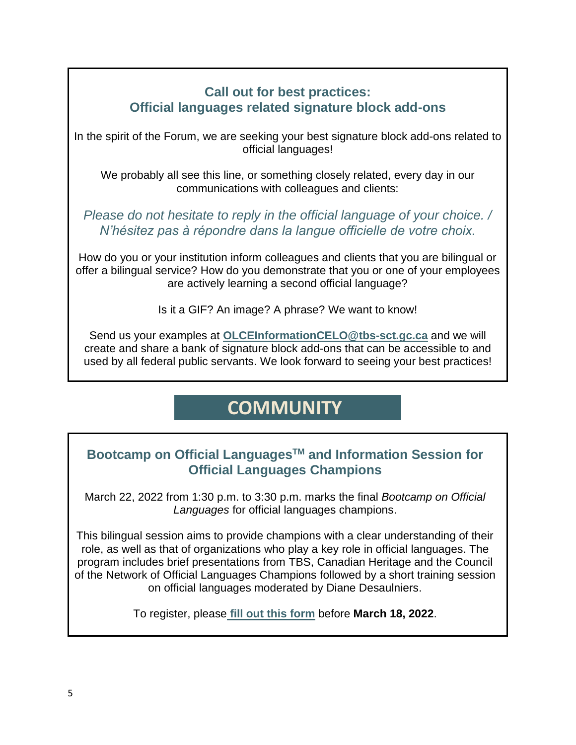### Call out for best practices: Official languages related signature block add-ons

In the spirit of the Forum, we are seeking your best signature block add-ons related to official languages!

We probably all see this line, or something closely related, every day in our communications with colleagues and clients:

*Please do not hesitate to reply in the official language of your choice. / N'hésitez pas à répondre dans la langue officielle de votre choix.*

How do you or your institution inform colleagues and clients that you are bilingual or offer a bilingual service? How do you demonstrate that you or one of your employees are actively learning a second official language?

Is it a GIF? An image? A phrase? We want to know!

Send us your examples at **OLCEInformationCELO@tbs-sct.gc.ca** and we will create and share a bank of signature block add-ons that can be accessible to and used by all federal public servants. We look forward to seeing your best practices!

## COMMUNITY

### Bootcamp on Official Languages™ and Information Session for Official Languages Champions

March 22, 2022 from 1:30 p.m. to 3:30 p.m. marks the final *Bootcamp on Official Languages* for official languages champions.

This bilingual session aims to provide champions with a clear understanding of their role, as well as that of organizations who play a key role in official languages. The program includes brief presentations from TBS, Canadian Heritage and the Council of the Network of Official Languages Champions followed by a short training session on official languages moderated by Diane Desaulniers.

To register, please **fill out this form** before **March 18, 2022**.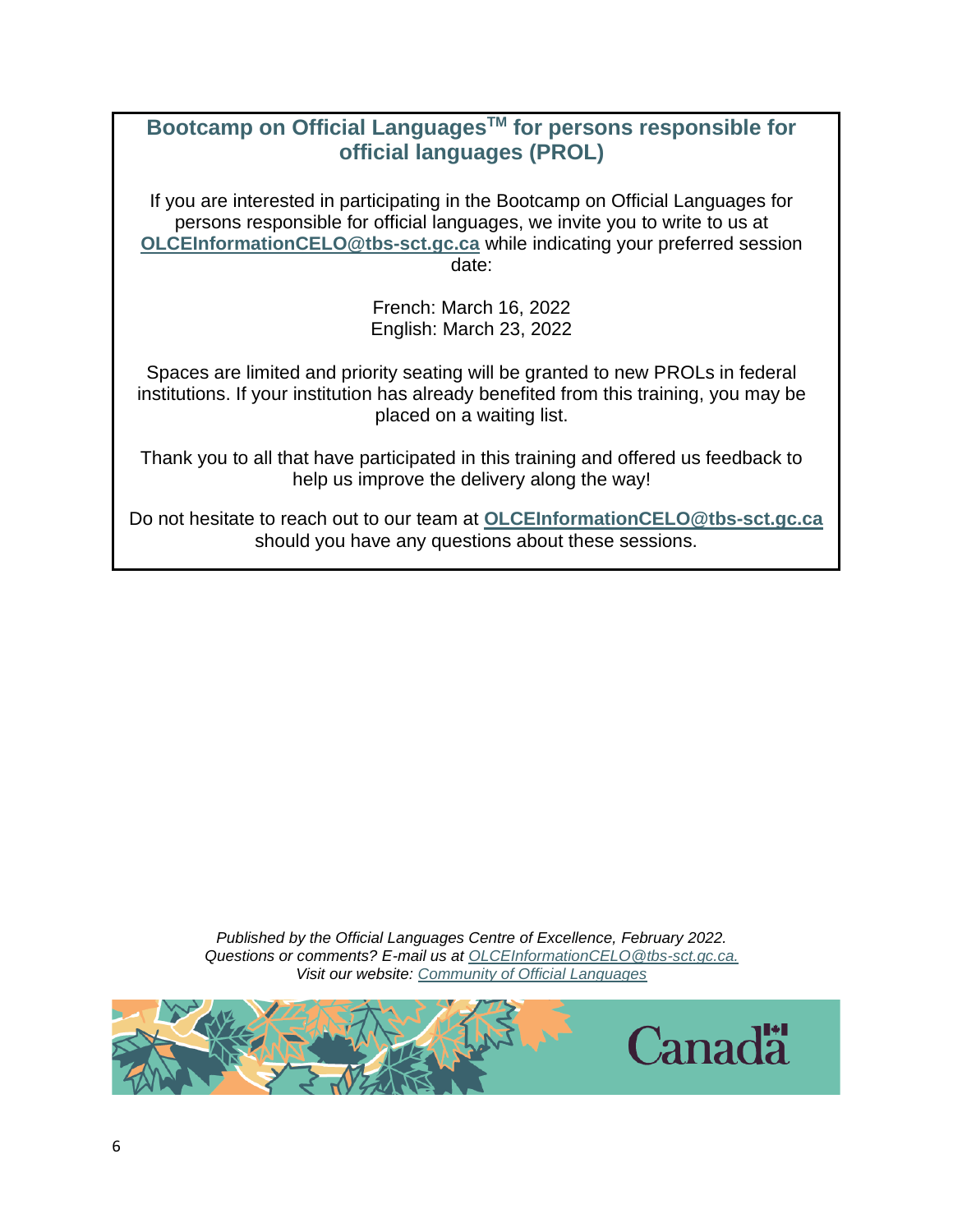## Bootcamp on Official Languages™ for persons responsible for official languages (PROL)

If you are interested in participating in the Bootcamp on Official Languages for persons responsible for official languages, we invite you to write to us at **OLCEInformationCELO@tbs-sct.gc.ca** while indicating your preferred session date:

French: March 16, 2022
English: March 23, 2022

Spaces are limited and priority seating will be granted to new PROLs in federal institutions. If your institution has already benefited from this training, you may be placed on a waiting list.

Thank you to all that have participated in this training and offered us feedback to help us improve the delivery along the way!

Do not hesitate to reach out to our team at **OLCEInformationCELO@tbs-sct.gc.ca** should you have any questions about these sessions.

*Published by the Official Languages Centre of Excellence, February 2022.*
*Questions or comments? E-mail us at OLCEInformationCELO@tbs-sct.gc.ca.*
*Visit our website: Community of Official Languages*

Canada